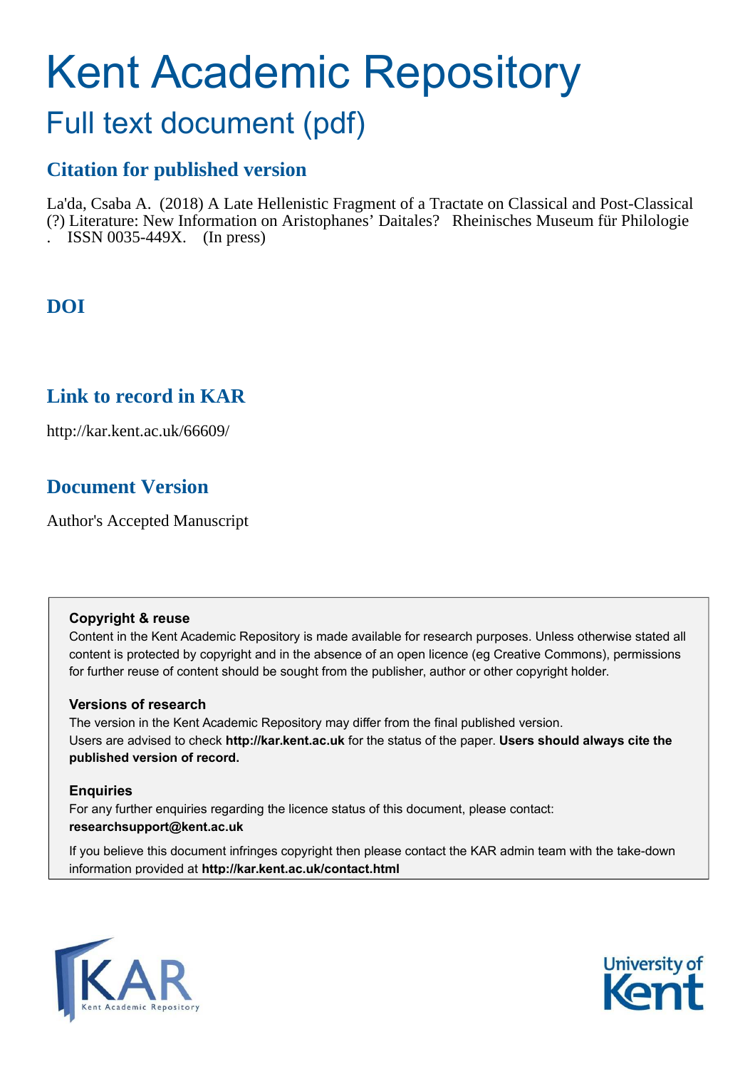# Kent Academic Repository

## Full text document (pdf)

### Citation for published version

La'da, Csaba A. (2018) A Late Hellenistic Fragment of a Tractate on Classical and Post-Classical (?) Literature: New Information on Aristophanes' Daitales? Rheinisches Museum für Philologie . ISSN 0035-449X. (In press)

### DOI

### Link to record in KAR

http://kar.kent.ac.uk/66609/

### Document Version

Author's Accepted Manuscript

**Copyright & reuse**

Content in the Kent Academic Repository is made available for research purposes. Unless otherwise stated all content is protected by copyright and in the absence of an open licence (eg Creative Commons), permissions for further reuse of content should be sought from the publisher, author or other copyright holder.

**Versions of research**

The version in the Kent Academic Repository may differ from the final published version. Users are advised to check **http://kar.kent.ac.uk** for the status of the paper. **Users should always cite the published version of record.**

**Enquiries**

For any further enquiries regarding the licence status of this document, please contact: **researchsupport@kent.ac.uk**

If you believe this document infringes copyright then please contact the KAR admin team with the take-down information provided at **http://kar.kent.ac.uk/contact.html**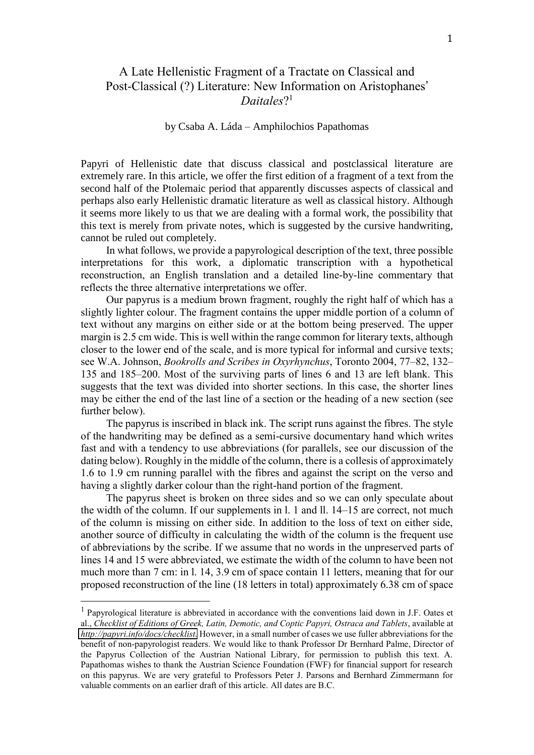# A Late Hellenistic Fragment of a Tractate on Classical and Post-Classical (?) Literature: New Information on Aristophanes' *Daitales*?[1]

by Csaba A. Láda – Amphilochios Papathomas

Papyri of Hellenistic date that discuss classical and postclassical literature are extremely rare. In this article, we offer the first edition of a fragment of a text from the second half of the Ptolemaic period that apparently discusses aspects of classical and perhaps also early Hellenistic dramatic literature as well as classical history. Although it seems more likely to us that we are dealing with a formal work, the possibility that this text is merely from private notes, which is suggested by the cursive handwriting, cannot be ruled out completely.

In what follows, we provide a papyrological description of the text, three possible interpretations for this work, a diplomatic transcription with a hypothetical reconstruction, an English translation and a detailed line-by-line commentary that reflects the three alternative interpretations we offer.

Our papyrus is a medium brown fragment, roughly the right half of which has a slightly lighter colour. The fragment contains the upper middle portion of a column of text without any margins on either side or at the bottom being preserved. The upper margin is 2.5 cm wide. This is well within the range common for literary texts, although closer to the lower end of the scale, and is more typical for informal and cursive texts; see W.A. Johnson, *Bookrolls and Scribes in Oxyrhynchus*, Toronto 2004, 77–82, 132–135 and 185–200. Most of the surviving parts of lines 6 and 13 are left blank. This suggests that the text was divided into shorter sections. In this case, the shorter lines may be either the end of the last line of a section or the heading of a new section (see further below).

The papyrus is inscribed in black ink. The script runs against the fibres. The style of the handwriting may be defined as a semi-cursive documentary hand which writes fast and with a tendency to use abbreviations (for parallels, see our discussion of the dating below). Roughly in the middle of the column, there is a collesis of approximately 1.6 to 1.9 cm running parallel with the fibres and against the script on the verso and having a slightly darker colour than the right-hand portion of the fragment.

The papyrus sheet is broken on three sides and so we can only speculate about the width of the column. If our supplements in l. 1 and ll. 14–15 are correct, not much of the column is missing on either side. In addition to the loss of text on either side, another source of difficulty in calculating the width of the column is the frequent use of abbreviations by the scribe. If we assume that no words in the unpreserved parts of lines 14 and 15 were abbreviated, we estimate the width of the column to have been not much more than 7 cm: in l. 14, 3.9 cm of space contain 11 letters, meaning that for our proposed reconstruction of the line (18 letters in total) approximately 6.38 cm of space

---

[1] Papyrological literature is abbreviated in accordance with the conventions laid down in J.F. Oates et al., *Checklist of Editions of Greek, Latin, Demotic, and Coptic Papyri, Ostraca and Tablets*, available at *http://papyri.info/docs/checklist*. However, in a small number of cases we use fuller abbreviations for the benefit of non-papyrologist readers. We would like to thank Professor Dr Bernhard Palme, Director of the Papyrus Collection of the Austrian National Library, for permission to publish this text. A. Papathomas wishes to thank the Austrian Science Foundation (FWF) for financial support for research on this papyrus. We are very grateful to Professors Peter J. Parsons and Bernhard Zimmermann for valuable comments on an earlier draft of this article. All dates are B.C.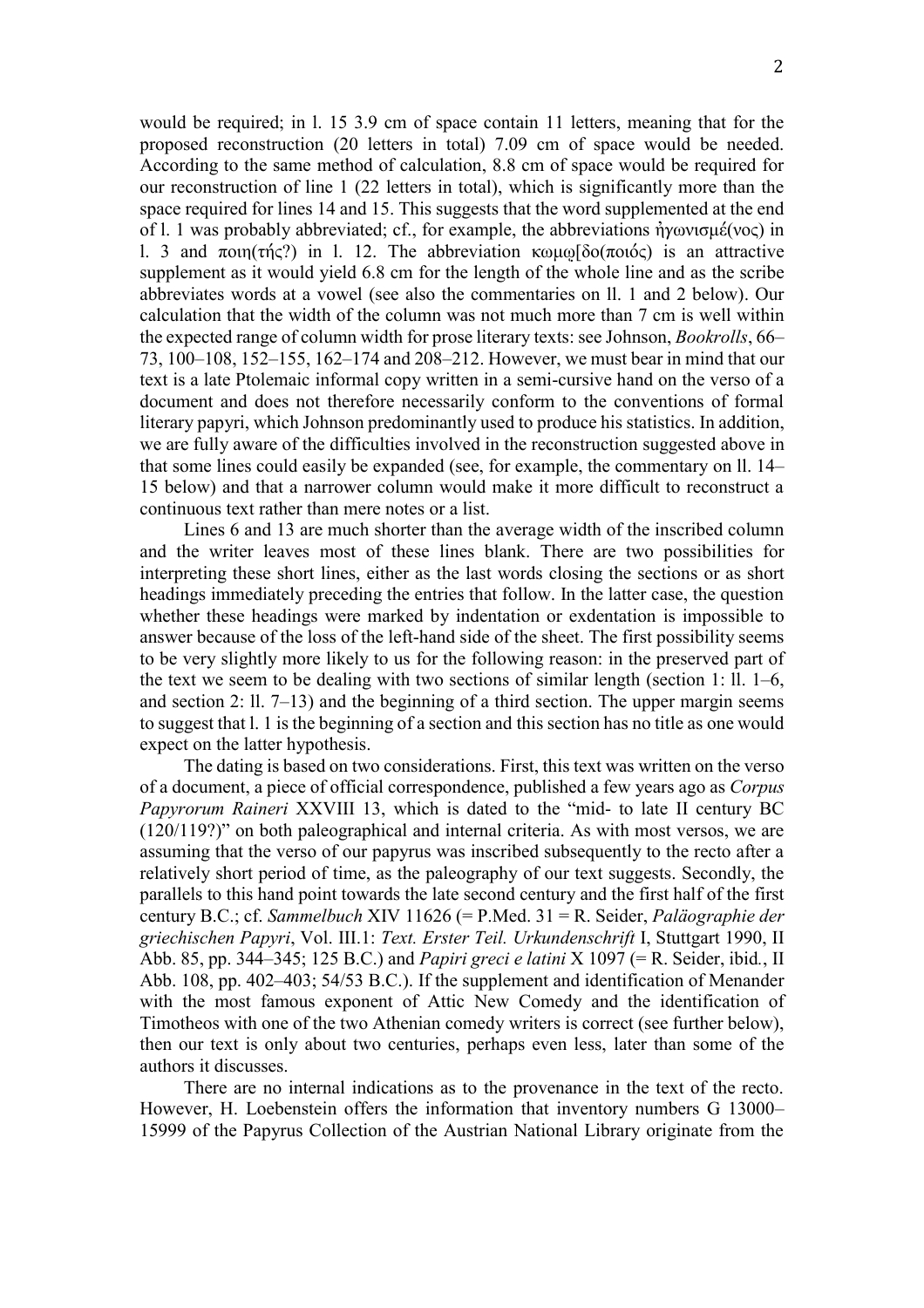would be required; in l. 15 3.9 cm of space contain 11 letters, meaning that for the proposed reconstruction (20 letters in total) 7.09 cm of space would be needed. According to the same method of calculation, 8.8 cm of space would be required for our reconstruction of line 1 (22 letters in total), which is significantly more than the space required for lines 14 and 15. This suggests that the word supplemented at the end of l. 1 was probably abbreviated; cf., for example, the abbreviations ἠγωνισμέ(νος) in l. 3 and ποιη(τής?) in l. 12. The abbreviation κωμῳ[δο(ποιός) is an attractive supplement as it would yield 6.8 cm for the length of the whole line and as the scribe abbreviates words at a vowel (see also the commentaries on ll. 1 and 2 below). Our calculation that the width of the column was not much more than 7 cm is well within the expected range of column width for prose literary texts: see Johnson, *Bookrolls*, 66–73, 100–108, 152–155, 162–174 and 208–212. However, we must bear in mind that our text is a late Ptolemaic informal copy written in a semi-cursive hand on the verso of a document and does not therefore necessarily conform to the conventions of formal literary papyri, which Johnson predominantly used to produce his statistics. In addition, we are fully aware of the difficulties involved in the reconstruction suggested above in that some lines could easily be expanded (see, for example, the commentary on ll. 14–15 below) and that a narrower column would make it more difficult to reconstruct a continuous text rather than mere notes or a list.

Lines 6 and 13 are much shorter than the average width of the inscribed column and the writer leaves most of these lines blank. There are two possibilities for interpreting these short lines, either as the last words closing the sections or as short headings immediately preceding the entries that follow. In the latter case, the question whether these headings were marked by indentation or exdentation is impossible to answer because of the loss of the left-hand side of the sheet. The first possibility seems to be very slightly more likely to us for the following reason: in the preserved part of the text we seem to be dealing with two sections of similar length (section 1: ll. 1–6, and section 2: ll. 7–13) and the beginning of a third section. The upper margin seems to suggest that l. 1 is the beginning of a section and this section has no title as one would expect on the latter hypothesis.

The dating is based on two considerations. First, this text was written on the verso of a document, a piece of official correspondence, published a few years ago as *Corpus Papyrorum Raineri* XXVIII 13, which is dated to the "mid- to late II century BC (120/119?)" on both paleographical and internal criteria. As with most versos, we are assuming that the verso of our papyrus was inscribed subsequently to the recto after a relatively short period of time, as the paleography of our text suggests. Secondly, the parallels to this hand point towards the late second century and the first half of the first century B.C.; cf. *Sammelbuch* XIV 11626 (= P.Med. 31 = R. Seider, *Paläographie der griechischen Papyri*, Vol. III.1: *Text. Erster Teil. Urkundenschrift* I, Stuttgart 1990, II Abb. 85, pp. 344–345; 125 B.C.) and *Papiri greci e latini* X 1097 (= R. Seider, ibid., II Abb. 108, pp. 402–403; 54/53 B.C.). If the supplement and identification of Menander with the most famous exponent of Attic New Comedy and the identification of Timotheos with one of the two Athenian comedy writers is correct (see further below), then our text is only about two centuries, perhaps even less, later than some of the authors it discusses.

There are no internal indications as to the provenance in the text of the recto. However, H. Loebenstein offers the information that inventory numbers G 13000–15999 of the Papyrus Collection of the Austrian National Library originate from the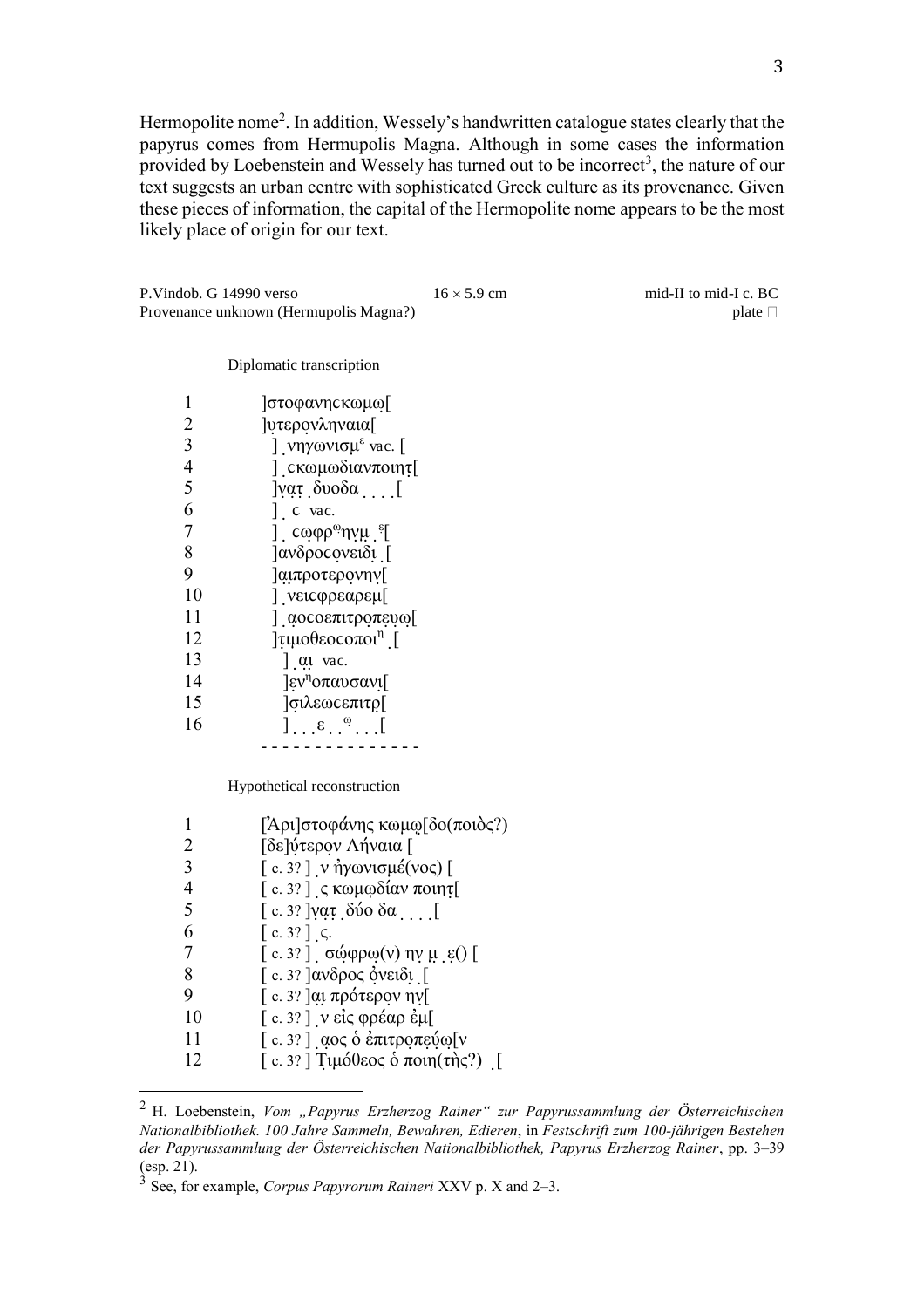Hermopolite nome[2]. In addition, Wessely's handwritten catalogue states clearly that the papyrus comes from Hermupolis Magna. Although in some cases the information provided by Loebenstein and Wessely has turned out to be incorrect[3], the nature of our text suggests an urban centre with sophisticated Greek culture as its provenance. Given these pieces of information, the capital of the Hermopolite nome appears to be the most likely place of origin for our text.

P.Vindob. G 14990 verso | 16 × 5.9 cm | mid-II to mid-I c. BC
Provenance unknown (Hermupolis Magna?) | plate □

Diplomatic transcription

```
1    ]στοφανηςκωμῳ[
2    ]ụτεροṿληναια[
3    ] ̣νηγωνισμ^ε vac. [
4    ] ̣cκωμωδιανποιητ̣[
5    ]ṿαṭ ̣δυοδα ̣ ̣ ̣ ̣[
6    ] ̣ c vac.
7    ] ̣ cωφρ^ωηνμ ̣^ε[
8    ]ανδροςọνειδι ̣[
9    ]ạιπροτεροṿηṿ[
10   ] ̣νειcφρεαρεμ[
11   ] ̣αοcοεπιτροπεṿῳ[
12   ]τιμοθεοcοποι^η ̣[
13   ] ̣ạι vac.
14   ]ẹν^ηοπαυcανι[
15   ]σιλεωcεπιτρ[
16   ] ̣ ̣ ̣ε ̣ ̣^ω ̣ ̣ ̣[
     - - - - - - - - - - - - - -
```

Hypothetical reconstruction

```
1    [Ἀρι]στοφάνης κωμῳ[δο(ποιὸς?)
2    [δε]ύτερọν Λήναια [
3    [ c. 3? ] ̣ν ἠγωνισμέ(νος) [
4    [ c. 3? ] ̣ς κωμῳδίαν ποιηṭ[
5    [ c. 3? ]ṿαṭ ̣δύο δα ̣ ̣ ̣ ̣[
6    [ c. 3? ] ̣ς.
7    [ c. 3? ] ̣ σώφρῳ(ν) ηṿ μ ̣ẹ() [
8    [ c. 3? ]ανδρος ọνειδι ̣[
9    [ c. 3? ]ạι πρότερον ηṿ[
10   [ c. 3? ] ̣ν εἰς φρέαρ ἐμ[
11   [ c. 3? ] ̣αος ὁ ἐπιτροπεύῳ[ν
12   [ c. 3? ] Ṭιμόθεος ὁ ποιη(τὴς?) ̣[
```

[2] H. Loebenstein, *Vom „Papyrus Erzherzog Rainer" zur Papyrussammlung der Österreichischen Nationalbibliothek. 100 Jahre Sammeln, Bewahren, Edieren*, in *Festschrift zum 100-jährigen Bestehen der Papyrussammlung der Österreichischen Nationalbibliothek, Papyrus Erzherzog Rainer*, pp. 3–39 (esp. 21).

[3] See, for example, *Corpus Papyrorum Raineri* XXV p. X and 2–3.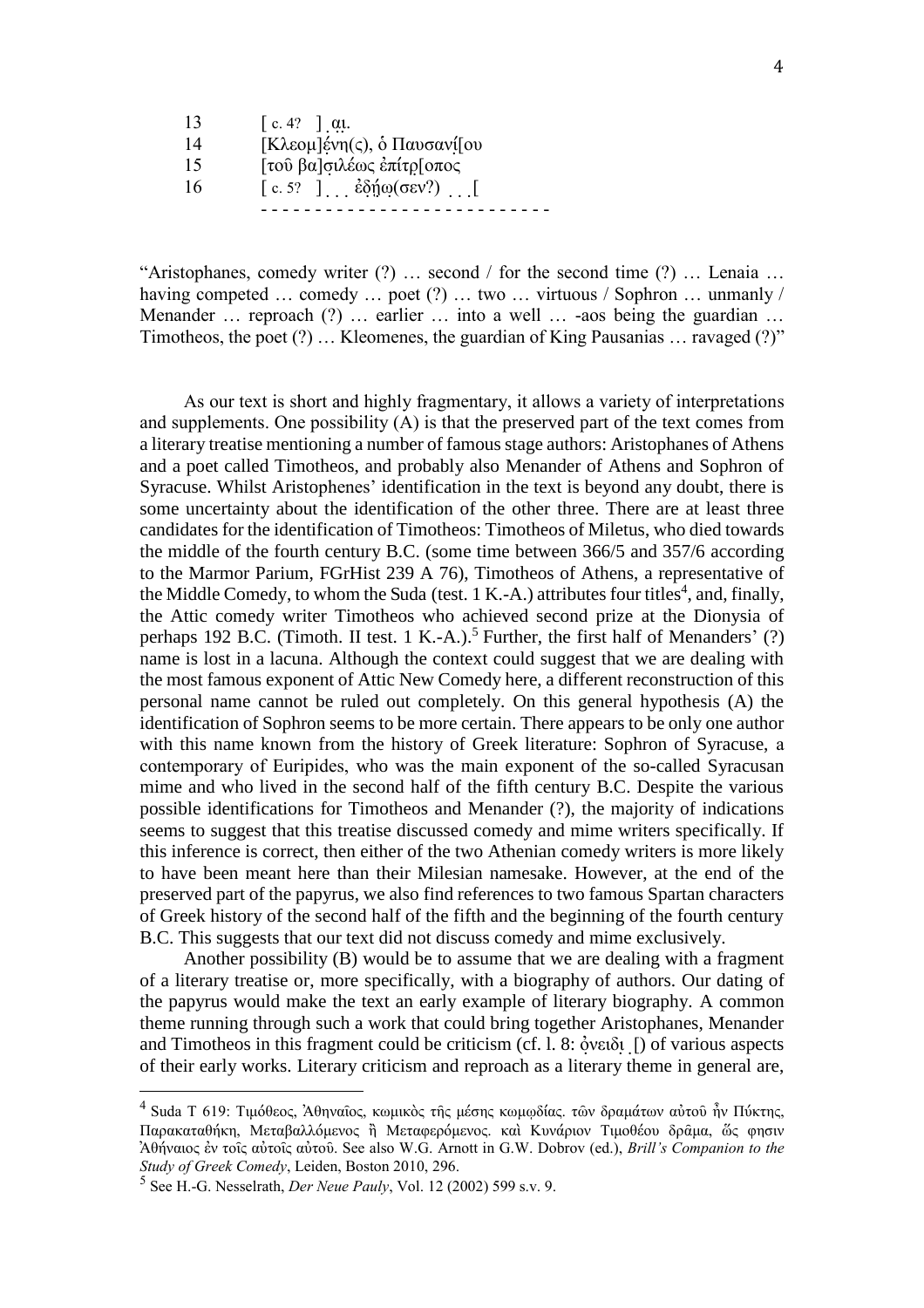13 [ c. 4? ] ̣ αι̣.
14 [Κλεομ]ένη(ς), ὁ Παυσανί[ου
15 [τοῦ βα]σιλέως ἐπίτρ[οπος
16 [ c. 5? ] ̣ ̣ ̣ ἐδῄω(σεν?) ̣ ̣ ̣[
- - - - - - - - - - - - - - - - - - - - - - - - - -

"Aristophanes, comedy writer (?) … second / for the second time (?) … Lenaia … having competed … comedy … poet (?) … two … virtuous / Sophron … unmanly / Menander … reproach (?) … earlier … into a well … -aos being the guardian … Timotheos, the poet (?) … Kleomenes, the guardian of King Pausanias … ravaged (?)"

As our text is short and highly fragmentary, it allows a variety of interpretations and supplements. One possibility (A) is that the preserved part of the text comes from a literary treatise mentioning a number of famous stage authors: Aristophanes of Athens and a poet called Timotheos, and probably also Menander of Athens and Sophron of Syracuse. Whilst Aristophenes' identification in the text is beyond any doubt, there is some uncertainty about the identification of the other three. There are at least three candidates for the identification of Timotheos: Timotheos of Miletus, who died towards the middle of the fourth century B.C. (some time between 366/5 and 357/6 according to the Marmor Parium, FGrHist 239 A 76), Timotheos of Athens, a representative of the Middle Comedy, to whom the Suda (test. 1 K.-A.) attributes four titles[4], and, finally, the Attic comedy writer Timotheos who achieved second prize at the Dionysia of perhaps 192 B.C. (Timoth. II test. 1 K.-A.).[5] Further, the first half of Menanders' (?) name is lost in a lacuna. Although the context could suggest that we are dealing with the most famous exponent of Attic New Comedy here, a different reconstruction of this personal name cannot be ruled out completely. On this general hypothesis (A) the identification of Sophron seems to be more certain. There appears to be only one author with this name known from the history of Greek literature: Sophron of Syracuse, a contemporary of Euripides, who was the main exponent of the so-called Syracusan mime and who lived in the second half of the fifth century B.C. Despite the various possible identifications for Timotheos and Menander (?), the majority of indications seems to suggest that this treatise discussed comedy and mime writers specifically. If this inference is correct, then either of the two Athenian comedy writers is more likely to have been meant here than their Milesian namesake. However, at the end of the preserved part of the papyrus, we also find references to two famous Spartan characters of Greek history of the second half of the fifth and the beginning of the fourth century B.C. This suggests that our text did not discuss comedy and mime exclusively.

Another possibility (B) would be to assume that we are dealing with a fragment of a literary treatise or, more specifically, with a biography of authors. Our dating of the papyrus would make the text an early example of literary biography. A common theme running through such a work that could bring together Aristophanes, Menander and Timotheos in this fragment could be criticism (cf. l. 8: ὀ̣νειδι̣ ̣[) of various aspects of their early works. Literary criticism and reproach as a literary theme in general are,

---

[4] Suda T 619: Τιμόθεος, Ἀθηναῖος, κωμικὸς τῆς μέσης κωμῳδίας. τῶν δραμάτων αὐτοῦ ἦν Πύκτης, Παρακαταθήκη, Μεταβαλλόμενος ἢ Μεταφερόμενος. καὶ Κυνάριον Τιμοθέου δρᾶμα, ὥς φησιν Ἀθήναιος ἐν τοῖς αὐτοῖς αὐτοῦ. See also W.G. Arnott in G.W. Dobrov (ed.), *Brill's Companion to the Study of Greek Comedy*, Leiden, Boston 2010, 296.

[5] See H.-G. Nesselrath, *Der Neue Pauly*, Vol. 12 (2002) 599 s.v. 9.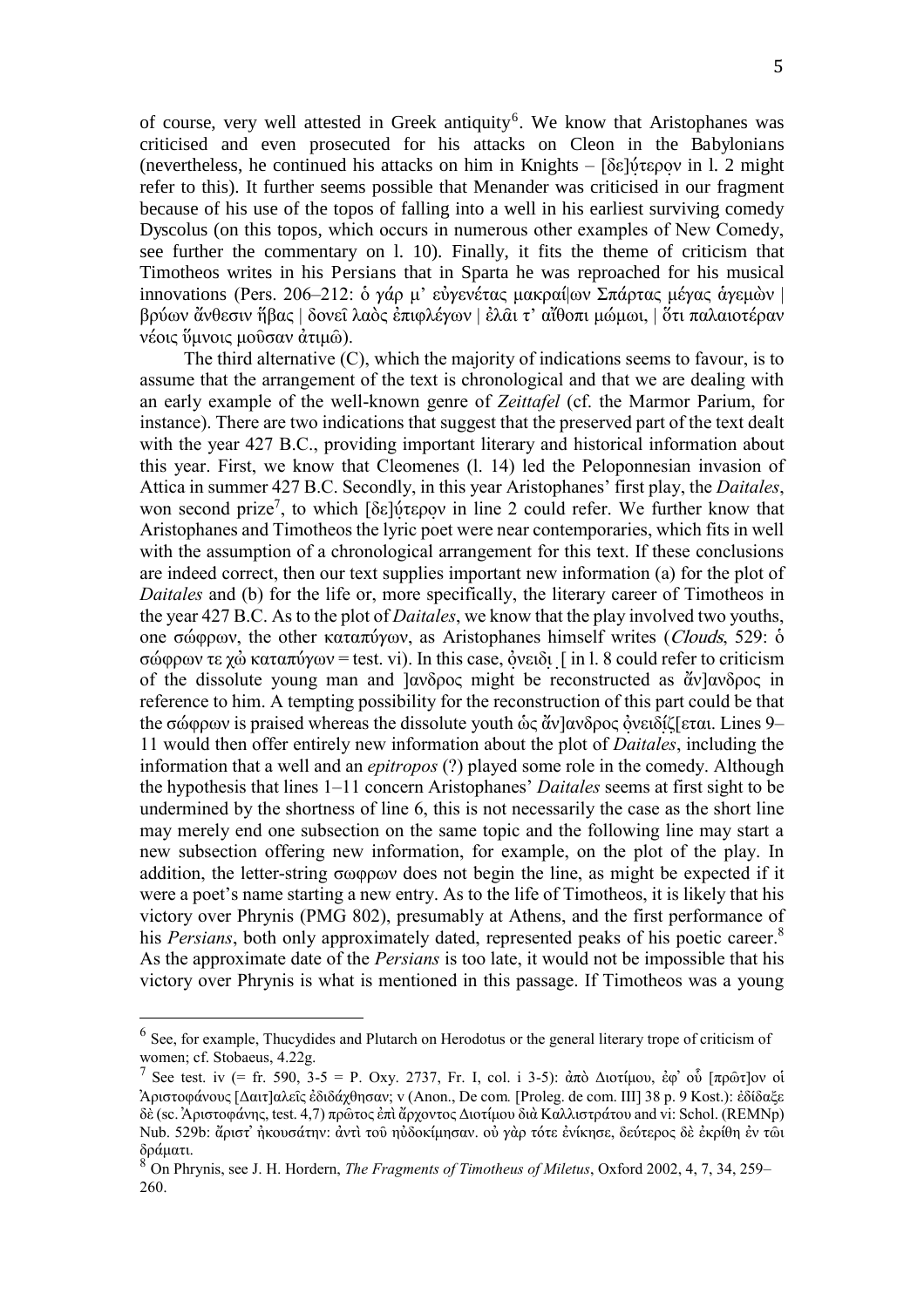of course, very well attested in Greek antiquity[6]. We know that Aristophanes was criticised and even prosecuted for his attacks on Cleon in the Babylonians (nevertheless, he continued his attacks on him in Knights – [δε]ύ̣τερο̣ν in l. 2 might refer to this). It further seems possible that Menander was criticised in our fragment because of his use of the topos of falling into a well in his earliest surviving comedy Dyscolus (on this topos, which occurs in numerous other examples of New Comedy, see further the commentary on l. 10). Finally, it fits the theme of criticism that Timotheos writes in his Persians that in Sparta he was reproached for his musical innovations (Pers. 206–212: ὁ γάρ μ᾽ εὐγενέτας μακραί|ων Σπάρτας μέγας ἁγεμὼν | βρύων ἄνθεσιν ἥβας | δονεῖ λαὸς ἐπιφλέγων | ἐλᾶι τ᾽ αἴθοπι μώμωι, | ὅτι παλαιοτέραν νέοις ὕμνοις μοῦσαν ἀτιμῶ).

The third alternative (C), which the majority of indications seems to favour, is to assume that the arrangement of the text is chronological and that we are dealing with an early example of the well-known genre of *Zeittafel* (cf. the Marmor Parium, for instance). There are two indications that suggest that the preserved part of the text dealt with the year 427 B.C., providing important literary and historical information about this year. First, we know that Cleomenes (l. 14) led the Peloponnesian invasion of Attica in summer 427 B.C. Secondly, in this year Aristophanes' first play, the *Daitales*, won second prize[7], to which [δε]ύ̣τερο̣ν in line 2 could refer. We further know that Aristophanes and Timotheos the lyric poet were near contemporaries, which fits in well with the assumption of a chronological arrangement for this text. If these conclusions are indeed correct, then our text supplies important new information (a) for the plot of *Daitales* and (b) for the life or, more specifically, the literary career of Timotheos in the year 427 B.C. As to the plot of *Daitales*, we know that the play involved two youths, one σώφρων, the other καταπύγων, as Aristophanes himself writes (*Clouds*, 529: ὁ σώφρων τε χὡ καταπύγων = test. vi). In this case, ὀ̣νειδι̣ [ in l. 8 could refer to criticism of the dissolute young man and ]ανδρος might be reconstructed as ἄν]ανδρος in reference to him. A tempting possibility for the reconstruction of this part could be that the σώφρων is praised whereas the dissolute youth ὡς ἄν]ανδρος ὀ̣νειδί̣ζ[εται. Lines 9–11 would then offer entirely new information about the plot of *Daitales*, including the information that a well and an *epitropos* (?) played some role in the comedy. Although the hypothesis that lines 1–11 concern Aristophanes' *Daitales* seems at first sight to be undermined by the shortness of line 6, this is not necessarily the case as the short line may merely end one subsection on the same topic and the following line may start a new subsection offering new information, for example, on the plot of the play. In addition, the letter-string σωφρων does not begin the line, as might be expected if it were a poet's name starting a new entry. As to the life of Timotheos, it is likely that his victory over Phrynis (PMG 802), presumably at Athens, and the first performance of his *Persians*, both only approximately dated, represented peaks of his poetic career.[8] As the approximate date of the *Persians* is too late, it would not be impossible that his victory over Phrynis is what is mentioned in this passage. If Timotheos was a young

---

[6] See, for example, Thucydides and Plutarch on Herodotus or the general literary trope of criticism of women; cf. Stobaeus, 4.22g.

[7] See test. iv (= fr. 590, 3-5 = P. Oxy. 2737, Fr. I, col. i 3-5): ἀπὸ Διοτίμου, ἐφ᾽ οὗ [πρῶτ]ον οἱ Ἀριστοφάνους [Δαιτ]αλεῖς ἐδιδάχθησαν; v (Anon., De com. [Proleg. de com. III] 38 p. 9 Kost.): ἐδίδαξε δὲ (sc. Ἀριστοφάνης, test. 4,7) πρῶτος ἐπὶ ἄρχοντος Διοτίμου διὰ Καλλιστράτου and vi: Schol. (REMNp) Nub. 529b: ἄριστ᾽ ἠκουσάτην: ἀντὶ τοῦ ηὐδοκίμησαν. οὐ γὰρ τότε ἐνίκησε, δεύτερος δὲ ἐκρίθη ἐν τῶι δράματι.

[8] On Phrynis, see J. H. Hordern, *The Fragments of Timotheus of Miletus*, Oxford 2002, 4, 7, 34, 259–260.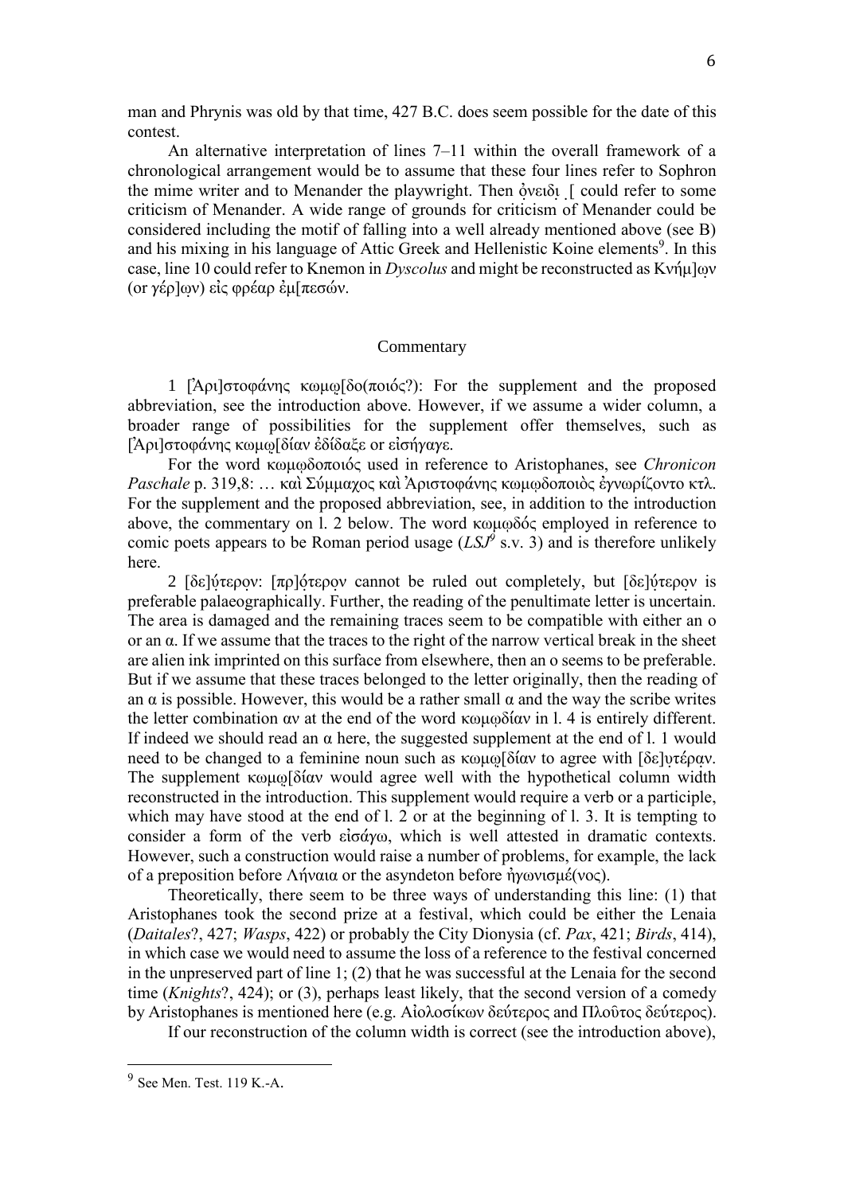man and Phrynis was old by that time, 427 B.C. does seem possible for the date of this contest.

An alternative interpretation of lines 7–11 within the overall framework of a chronological arrangement would be to assume that these four lines refer to Sophron the mime writer and to Menander the playwright. Then ὀ̣νειδι ̣[ could refer to some criticism of Menander. A wide range of grounds for criticism of Menander could be considered including the motif of falling into a well already mentioned above (see B) and his mixing in his language of Attic Greek and Hellenistic Koine elements[9]. In this case, line 10 could refer to Knemon in *Dyscolus* and might be reconstructed as Κνήμ]ω̣ν (or γέρ]ω̣ν) εἰς φρέαρ ἐμ[πεσών.

## Commentary

1 [Ἀρι]στοφάνης κωμῳ̣[δο(ποιός?): For the supplement and the proposed abbreviation, see the introduction above. However, if we assume a wider column, a broader range of possibilities for the supplement offer themselves, such as [Ἀρι]στοφάνης κωμῳ̣[δίαν ἐδίδαξε or εἰσήγαγε.

For the word κωμῳδοποιός used in reference to Aristophanes, see *Chronicon Paschale* p. 319,8: … καὶ Σύμμαχος καὶ Ἀριστοφάνης κωμῳδοποιὸς ἐγνωρίζοντο κτλ. For the supplement and the proposed abbreviation, see, in addition to the introduction above, the commentary on l. 2 below. The word κωμῳδός employed in reference to comic poets appears to be Roman period usage (*LSJ*[9] s.v. 3) and is therefore unlikely here.

2 [δε]ύ̣τερο̣ν: [πρ]ό̣τερο̣ν cannot be ruled out completely, but [δε]ύ̣τερο̣ν is preferable palaeographically. Further, the reading of the penultimate letter is uncertain. The area is damaged and the remaining traces seem to be compatible with either an ο or an α. If we assume that the traces to the right of the narrow vertical break in the sheet are alien ink imprinted on this surface from elsewhere, then an ο seems to be preferable. But if we assume that these traces belonged to the letter originally, then the reading of an α is possible. However, this would be a rather small α and the way the scribe writes the letter combination αν at the end of the word κωμῳδίαν in l. 4 is entirely different. If indeed we should read an α here, the suggested supplement at the end of l. 1 would need to be changed to a feminine noun such as κωμῳ̣[δίαν to agree with [δε]υτέρα̣ν. The supplement κωμῳ̣[δίαν would agree well with the hypothetical column width reconstructed in the introduction. This supplement would require a verb or a participle, which may have stood at the end of l. 2 or at the beginning of l. 3. It is tempting to consider a form of the verb εἰσάγω, which is well attested in dramatic contexts. However, such a construction would raise a number of problems, for example, the lack of a preposition before Λήναια or the asyndeton before ἠγωνισμέ(νος).

Theoretically, there seem to be three ways of understanding this line: (1) that Aristophanes took the second prize at a festival, which could be either the Lenaia (*Daitales*?, 427; *Wasps*, 422) or probably the City Dionysia (cf. *Pax*, 421; *Birds*, 414), in which case we would need to assume the loss of a reference to the festival concerned in the unpreserved part of line 1; (2) that he was successful at the Lenaia for the second time (*Knights*?, 424); or (3), perhaps least likely, that the second version of a comedy by Aristophanes is mentioned here (e.g. Αἰολοσίκων δεύτερος and Πλοῦτος δεύτερος).

If our reconstruction of the column width is correct (see the introduction above),

---

[9] See Men. Test. 119 K.-A.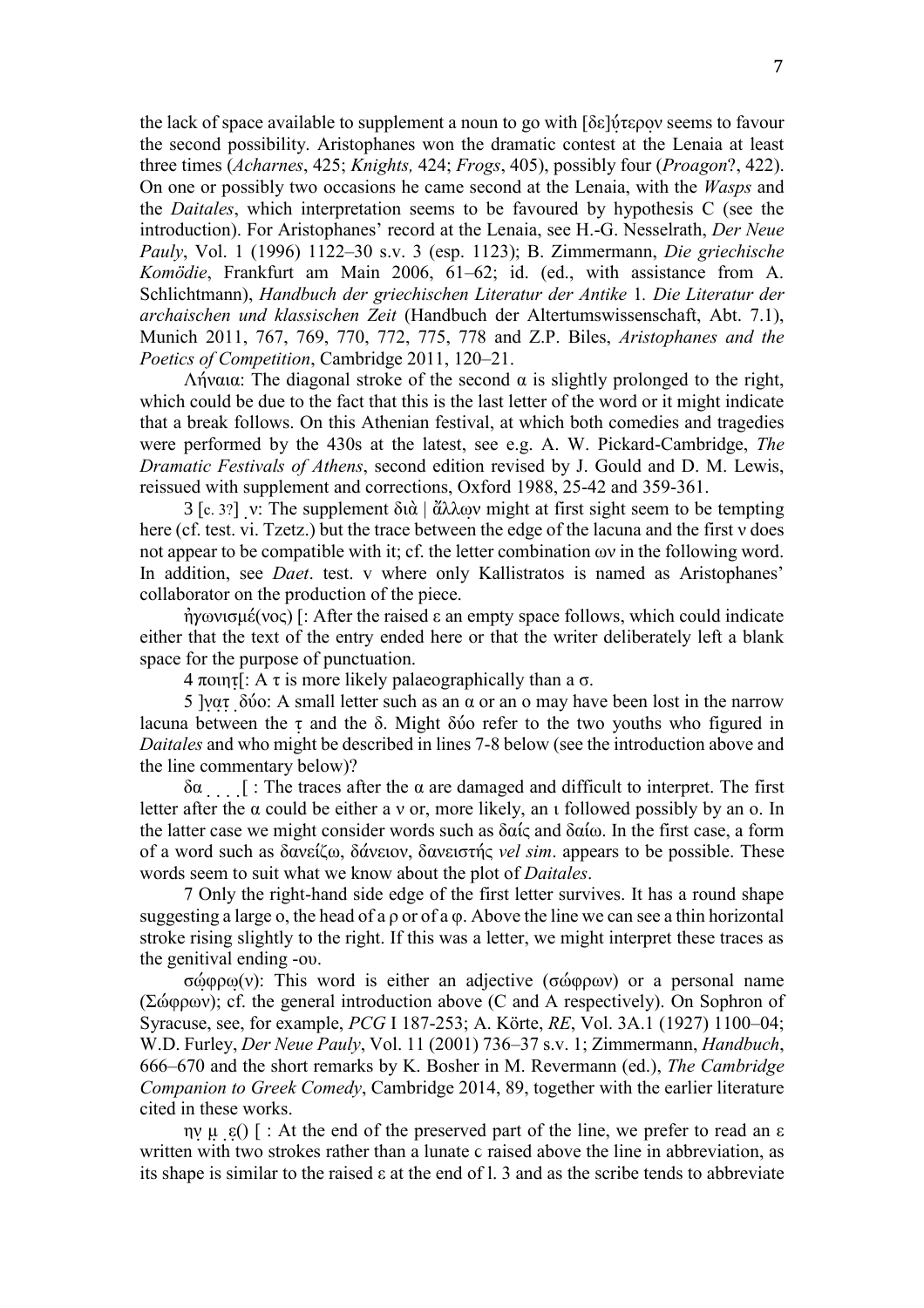the lack of space available to supplement a noun to go with [δε]ύ̣τερο̣ν seems to favour the second possibility. Aristophanes won the dramatic contest at the Lenaia at least three times (*Acharnes*, 425; *Knights,* 424; *Frogs*, 405), possibly four (*Proagon*?, 422). On one or possibly two occasions he came second at the Lenaia, with the *Wasps* and the *Daitales*, which interpretation seems to be favoured by hypothesis C (see the introduction). For Aristophanes' record at the Lenaia, see H.-G. Nesselrath, *Der Neue Pauly*, Vol. 1 (1996) 1122–30 s.v. 3 (esp. 1123); B. Zimmermann, *Die griechische Komödie*, Frankfurt am Main 2006, 61–62; id. (ed., with assistance from A. Schlichtmann), *Handbuch der griechischen Literatur der Antike* 1*. Die Literatur der archaischen und klassischen Zeit* (Handbuch der Altertumswissenschaft, Abt. 7.1), Munich 2011, 767, 769, 770, 772, 775, 778 and Z.P. Biles, *Aristophanes and the Poetics of Competition*, Cambridge 2011, 120–21.

Λήναια: The diagonal stroke of the second α is slightly prolonged to the right, which could be due to the fact that this is the last letter of the word or it might indicate that a break follows. On this Athenian festival, at which both comedies and tragedies were performed by the 430s at the latest, see e.g. A. W. Pickard-Cambridge, *The Dramatic Festivals of Athens*, second edition revised by J. Gould and D. M. Lewis, reissued with supplement and corrections, Oxford 1988, 25-42 and 359-361.

3 [c. 3?] ̣ν: The supplement διὰ | ἄλλω̣ν might at first sight seem to be tempting here (cf. test. vi. Tzetz.) but the trace between the edge of the lacuna and the first ν does not appear to be compatible with it; cf. the letter combination ων in the following word. In addition, see *Daet*. test. v where only Kallistratos is named as Aristophanes' collaborator on the production of the piece.

ἠγωνισμέ(νος) [: After the raised ε an empty space follows, which could indicate either that the text of the entry ended here or that the writer deliberately left a blank space for the purpose of punctuation.

4 ποιητ̣[: A τ is more likely palaeographically than a σ.

5 ]ν̣ατ̣ ̣δύο: A small letter such as an α or an ο may have been lost in the narrow lacuna between the τ̣ and the δ. Might δύο refer to the two youths who figured in *Daitales* and who might be described in lines 7-8 below (see the introduction above and the line commentary below)?

δα ̣ ̣ ̣ ̣[ : The traces after the α are damaged and difficult to interpret. The first letter after the α could be either a ν or, more likely, an ι followed possibly by an ο. In the latter case we might consider words such as δαίς and δαίω. In the first case, a form of a word such as δανείζω, δάνειον, δανειστής *vel sim*. appears to be possible. These words seem to suit what we know about the plot of *Daitales*.

7 Only the right-hand side edge of the first letter survives. It has a round shape suggesting a large ο, the head of a ρ or of a φ. Above the line we can see a thin horizontal stroke rising slightly to the right. If this was a letter, we might interpret these traces as the genitival ending -ου.

σώφρω(ν): This word is either an adjective (σώφρων) or a personal name (Σώφρων); cf. the general introduction above (C and A respectively). On Sophron of Syracuse, see, for example, *PCG* I 187-253; A. Körte, *RE*, Vol. 3A.1 (1927) 1100–04; W.D. Furley, *Der Neue Pauly*, Vol. 11 (2001) 736–37 s.v. 1; Zimmermann, *Handbuch*, 666–670 and the short remarks by K. Bosher in M. Revermann (ed.), *The Cambridge Companion to Greek Comedy*, Cambridge 2014, 89, together with the earlier literature cited in these works.

ην̣ μ̣ ̣ε̣() [ : At the end of the preserved part of the line, we prefer to read an ε written with two strokes rather than a lunate c raised above the line in abbreviation, as its shape is similar to the raised ε at the end of l. 3 and as the scribe tends to abbreviate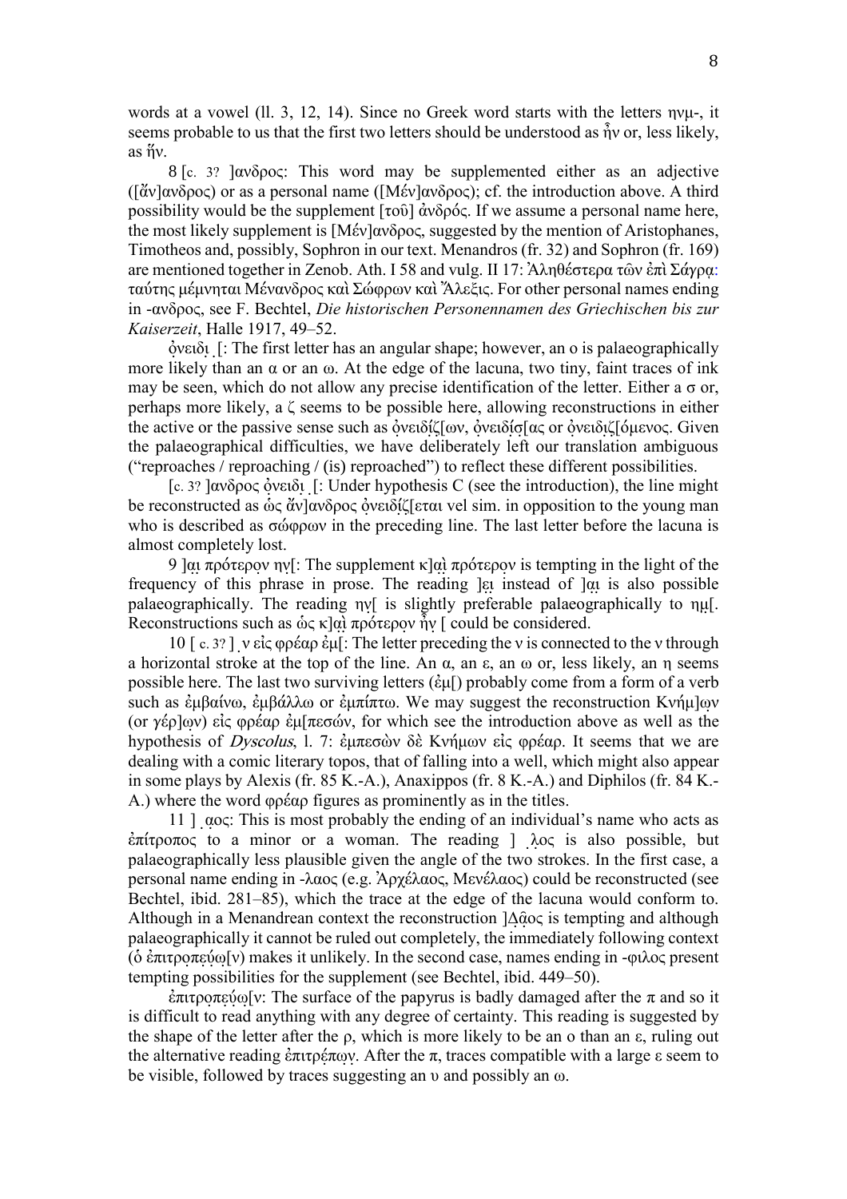words at a vowel (ll. 3, 12, 14). Since no Greek word starts with the letters ημ-, it seems probable to us that the first two letters should be understood as ἦν or, less likely, as ἥν.

8 [c. 3? ]ανδρος: This word may be supplemented either as an adjective ([ἄν]ανδρος) or as a personal name ([Μέν]ανδρος); cf. the introduction above. A third possibility would be the supplement [τοῦ] ἀνδρός. If we assume a personal name here, the most likely supplement is [Μέν]ανδρος, suggested by the mention of Aristophanes, Timotheos and, possibly, Sophron in our text. Menandros (fr. 32) and Sophron (fr. 169) are mentioned together in Zenob. Ath. I 58 and vulg. II 17: Ἀληθέστερα τῶν ἐπὶ Σάγρᾳ: ταύτης μέμνηται Μένανδρος καὶ Σώφρων καὶ Ἄλεξις. For other personal names ending in -ανδρος, see F. Bechtel, *Die historischen Personennamen des Griechischen bis zur Kaiserzeit*, Halle 1917, 49–52.

ὀνειδι̣ ̣[: The first letter has an angular shape; however, an ο is palaeographically more likely than an α or an ω. At the edge of the lacuna, two tiny, faint traces of ink may be seen, which do not allow any precise identification of the letter. Either a σ or, perhaps more likely, a ζ seems to be possible here, allowing reconstructions in either the active or the passive sense such as ὀνειδί̣ζ[ων, ὀνειδί̣σ̣[ας or ὀνειδι̣ζ[όμενος. Given the palaeographical difficulties, we have deliberately left our translation ambiguous ("reproaches / reproaching / (is) reproached") to reflect these different possibilities.

[c. 3? ]ανδρος ὀνειδι ̣[: Under hypothesis C (see the introduction), the line might be reconstructed as ὡς ἄν]ανδρος ὀνειδί̣ζ[εται vel sim. in opposition to the young man who is described as σώφρων in the preceding line. The last letter before the lacuna is almost completely lost.

9 ]α̣ι̣ πρότερο̣ν ην̣[: The supplement κ]α̣ὶ̣ πρότερο̣ν is tempting in the light of the frequency of this phrase in prose. The reading ]ε̣ι̣ instead of ]α̣ι̣ is also possible palaeographically. The reading ην̣[ is slightly preferable palaeographically to ημ̣[. Reconstructions such as ὡς κ]α̣ὶ̣ πρότερο̣ν ἦν̣ [ could be considered.

10 [ c. 3? ] ̣ν εἰς φρέαρ ἐμ̣[: The letter preceding the ν is connected to the ν through a horizontal stroke at the top of the line. An α, an ε, an ω or, less likely, an η seems possible here. The last two surviving letters (ἐμ̣[) probably come from a form of a verb such as ἐμβαίνω, ἐμβάλλω or ἐμπίπτω. We may suggest the reconstruction Κνήμ]ω̣ν (or γέρ]ω̣ν) εἰς φρέαρ ἐμ̣[πεσών, for which see the introduction above as well as the hypothesis of *Dyscolus*, l. 7: ἐμπεσὼν δὲ Κνήμων εἰς φρέαρ. It seems that we are dealing with a comic literary topos, that of falling into a well, which might also appear in some plays by Alexis (fr. 85 K.-A.), Anaxippos (fr. 8 K.-A.) and Diphilos (fr. 84 K.-A.) where the word φρέαρ figures as prominently as in the titles.

11 ] ̣α̣ος: This is most probably the ending of an individual's name who acts as ἐπίτροπος to a minor or a woman. The reading ] ̣λ̣ος is also possible, but palaeographically less plausible given the angle of the two strokes. In the first case, a personal name ending in -λαος (e.g. Ἀρχέλαος, Μενέλαος) could be reconstructed (see Bechtel, ibid. 281–85), which the trace at the edge of the lacuna would conform to. Although in a Menandrean context the reconstruction ]Δᾱ̣ος is tempting and although palaeographically it cannot be ruled out completely, the immediately following context (ὁ ἐπιτρο̣πε̣ύ̣ω̣[ν) makes it unlikely. In the second case, names ending in -φιλος present tempting possibilities for the supplement (see Bechtel, ibid. 449–50).

ἐπιτρο̣πε̣ύ̣ω̣[ν: The surface of the papyrus is badly damaged after the π and so it is difficult to read anything with any degree of certainty. This reading is suggested by the shape of the letter after the ρ, which is more likely to be an ο than an ε, ruling out the alternative reading ἐπιτρέπω̣ν̣. After the π, traces compatible with a large ε seem to be visible, followed by traces suggesting an υ and possibly an ω.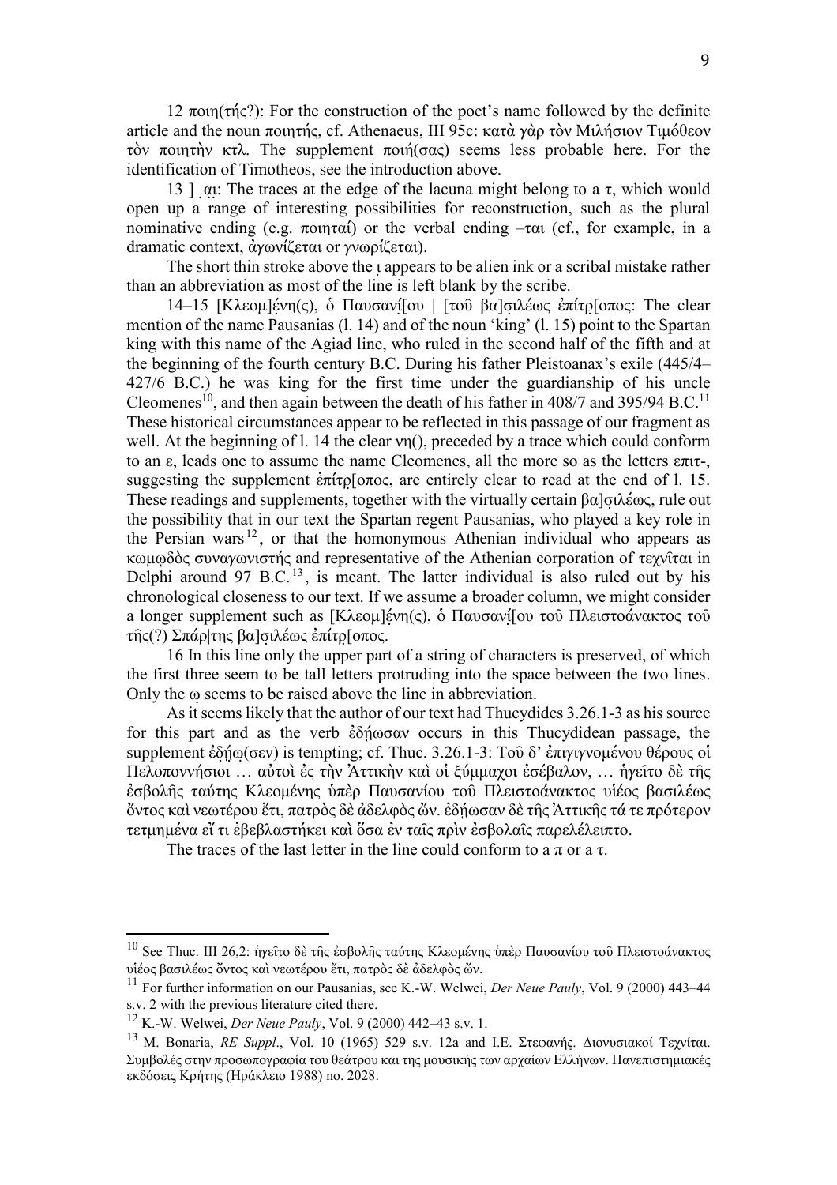12 ποιη(τής?): For the construction of the poet's name followed by the definite article and the noun ποιητής, cf. Athenaeus, III 95c: κατὰ γὰρ τὸν Μιλήσιον Τιμόθεον τὸν ποιητὴν κτλ. The supplement ποιή(σας) seems less probable here. For the identification of Timotheos, see the introduction above.

13 ] ̣α̣ι̣: The traces at the edge of the lacuna might belong to a τ, which would open up a range of interesting possibilities for reconstruction, such as the plural nominative ending (e.g. ποιηταί) or the verbal ending –ται (cf., for example, in a dramatic context, ἀγωνίζεται or γνωρίζεται).

The short thin stroke above the ι̣ appears to be alien ink or a scribal mistake rather than an abbreviation as most of the line is left blank by the scribe.

14–15 [Κλεομ]ένη(ς), ὁ Παυσανί[ου | [τοῦ βα]σ̣ιλέως ἐπίτρ̣[οπος: The clear mention of the name Pausanias (l. 14) and of the noun 'king' (l. 15) point to the Spartan king with this name of the Agiad line, who ruled in the second half of the fifth and at the beginning of the fourth century B.C. During his father Pleistoanax's exile (445/4–427/6 B.C.) he was king for the first time under the guardianship of his uncle Cleomenes[10], and then again between the death of his father in 408/7 and 395/94 B.C.[11] These historical circumstances appear to be reflected in this passage of our fragment as well. At the beginning of l. 14 the clear νη(), preceded by a trace which could conform to an ε, leads one to assume the name Cleomenes, all the more so as the letters επιτ-, suggesting the supplement ἐπίτρ̣[οπος, are entirely clear to read at the end of l. 15. These readings and supplements, together with the virtually certain βα]σ̣ιλέως, rule out the possibility that in our text the Spartan regent Pausanias, who played a key role in the Persian wars[12], or that the homonymous Athenian individual who appears as κωμῳδὸς συναγωνιστής and representative of the Athenian corporation of τεχνῖται in Delphi around 97 B.C.[13], is meant. The latter individual is also ruled out by his chronological closeness to our text. If we assume a broader column, we might consider a longer supplement such as [Κλεομ]ένη(ς), ὁ Παυσανί[ου τοῦ Πλειστοάνακτος τοῦ τῆς(?) Σπάρ|της βα]σ̣ιλέως ἐπίτρ̣[οπος.

16 In this line only the upper part of a string of characters is preserved, of which the first three seem to be tall letters protruding into the space between the two lines. Only the ω̣ seems to be raised above the line in abbreviation.

As it seems likely that the author of our text had Thucydides 3.26.1-3 as his source for this part and as the verb ἐδῄωσαν occurs in this Thucydidean passage, the supplement ἐδῄω̣(σεν) is tempting; cf. Thuc. 3.26.1-3: Τοῦ δ' ἐπιγιγνομένου θέρους οἱ Πελοποννήσιοι … αὐτοὶ ἐς τὴν Ἀττικὴν καὶ οἱ ξύμμαχοι ἐσέβαλον, … ἡγεῖτο δὲ τῆς ἐσβολῆς ταύτης Κλεομένης ὑπὲρ Παυσανίου τοῦ Πλειστοάνακτος υἱέος βασιλέως ὄντος καὶ νεωτέρου ἔτι, πατρὸς δὲ ἀδελφὸς ὤν. ἐδῄωσαν δὲ τῆς Ἀττικῆς τά τε πρότερον τετμημένα εἴ τι ἐβεβλαστήκει καὶ ὅσα ἐν ταῖς πρὶν ἐσβολαῖς παρελέλειπτο.

The traces of the last letter in the line could conform to a π or a τ.

---

[10] See Thuc. III 26,2: ἡγεῖτο δὲ τῆς ἐσβολῆς ταύτης Κλεομένης ὑπὲρ Παυσανίου τοῦ Πλειστοάνακτος υἱέος βασιλέως ὄντος καὶ νεωτέρου ἔτι, πατρὸς δὲ ἀδελφὸς ὤν.

[11] For further information on our Pausanias, see K.-W. Welwei, *Der Neue Pauly*, Vol. 9 (2000) 443–44 s.v. 2 with the previous literature cited there.

[12] K.-W. Welwei, *Der Neue Pauly*, Vol. 9 (2000) 442–43 s.v. 1.

[13] M. Bonaria, *RE Suppl*., Vol. 10 (1965) 529 s.v. 12a and I.E. Στεφανής. Διονυσιακοί Τεχνίται. Συμβολές στην προσωπογραφία του θεάτρου και της μουσικής των αρχαίων Ελλήνων. Πανεπιστημιακές εκδόσεις Κρήτης (Ηράκλειο 1988) no. 2028.